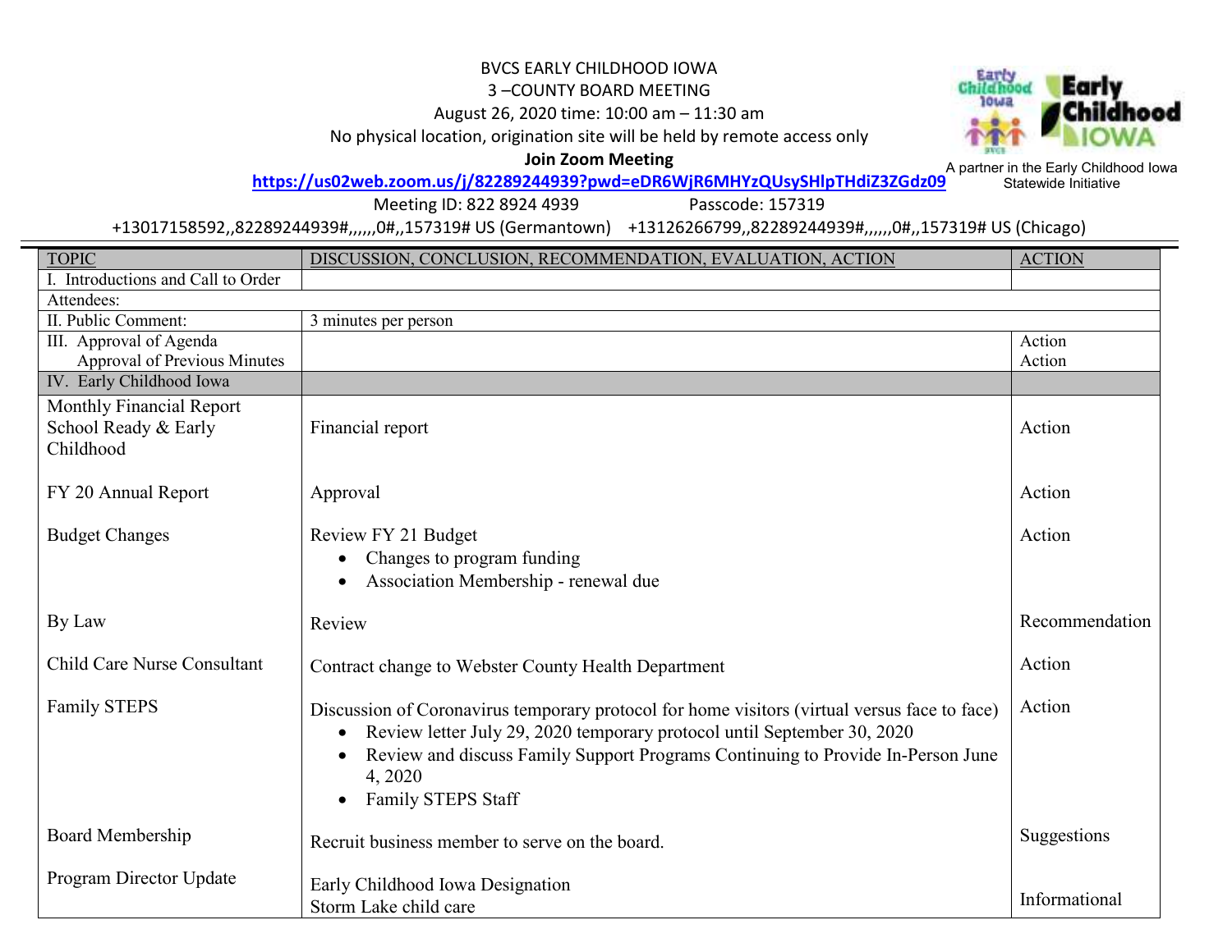BVCS EARLY CHILDHOOD IOWA

3 –COUNTY BOARD MEETING

August 26, 2020 time: 10:00 am – 11:30 am

No physical location, origination site will be held by remote access only

**Join Zoom Meeting**

**https://us02web.zoom.us/j/82289244939?pwd=eDR6WjR6MHYzQUsySHlpTHdiZ3ZGdz09**

Meeting ID: 822 8924 4939 Passcode: 157319

+13017158592,,82289244939#,,,,,,0#,,157319# US (Germantown) +13126266799,,82289244939#,,,,,,0#,,157319# US (Chicago)

A partner in the Early Childhood Iowa Statewide Initiative

| TOPIC | DISCUSSION, CONCLUSION, RECOMMENDATION, EVALUATION, ACTION | ACTION |
|---|---|---|
| I. Introductions and Call to Order | | |
| Attendees: | | |
| II. Public Comment: | 3 minutes per person | |
| III. Approval of Agenda<br>Approval of Previous Minutes | | Action<br>Action |
| IV. Early Childhood Iowa | | |
| Monthly Financial Report School Ready & Early Childhood | Financial report | Action |
| FY 20 Annual Report | Approval | Action |
| Budget Changes | Review FY 21 Budget<br>• Changes to program funding<br>• Association Membership - renewal due | Action |
| By Law | Review | Recommendation |
| Child Care Nurse Consultant | Contract change to Webster County Health Department | Action |
| Family STEPS | Discussion of Coronavirus temporary protocol for home visitors (virtual versus face to face)<br>• Review letter July 29, 2020 temporary protocol until September 30, 2020<br>• Review and discuss Family Support Programs Continuing to Provide In-Person June 4, 2020<br>• Family STEPS Staff | Action |
| Board Membership | Recruit business member to serve on the board. | Suggestions |
| Program Director Update | Early Childhood Iowa Designation<br>Storm Lake child care | Informational |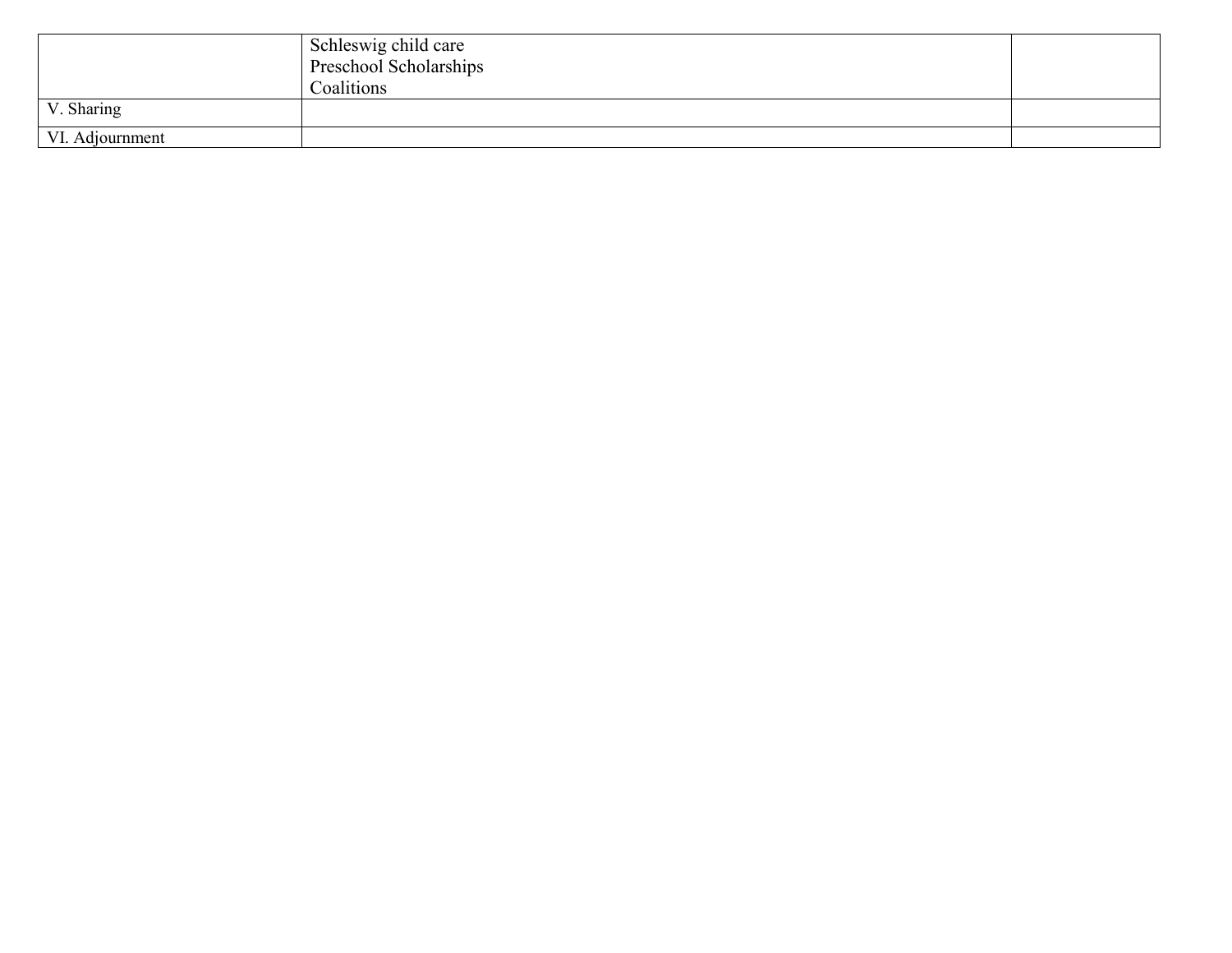| | | |
|---|---|---|
| | Schleswig child care<br>Preschool Scholarships<br>Coalitions | |
| V. Sharing | | |
| VI. Adjournment | | |